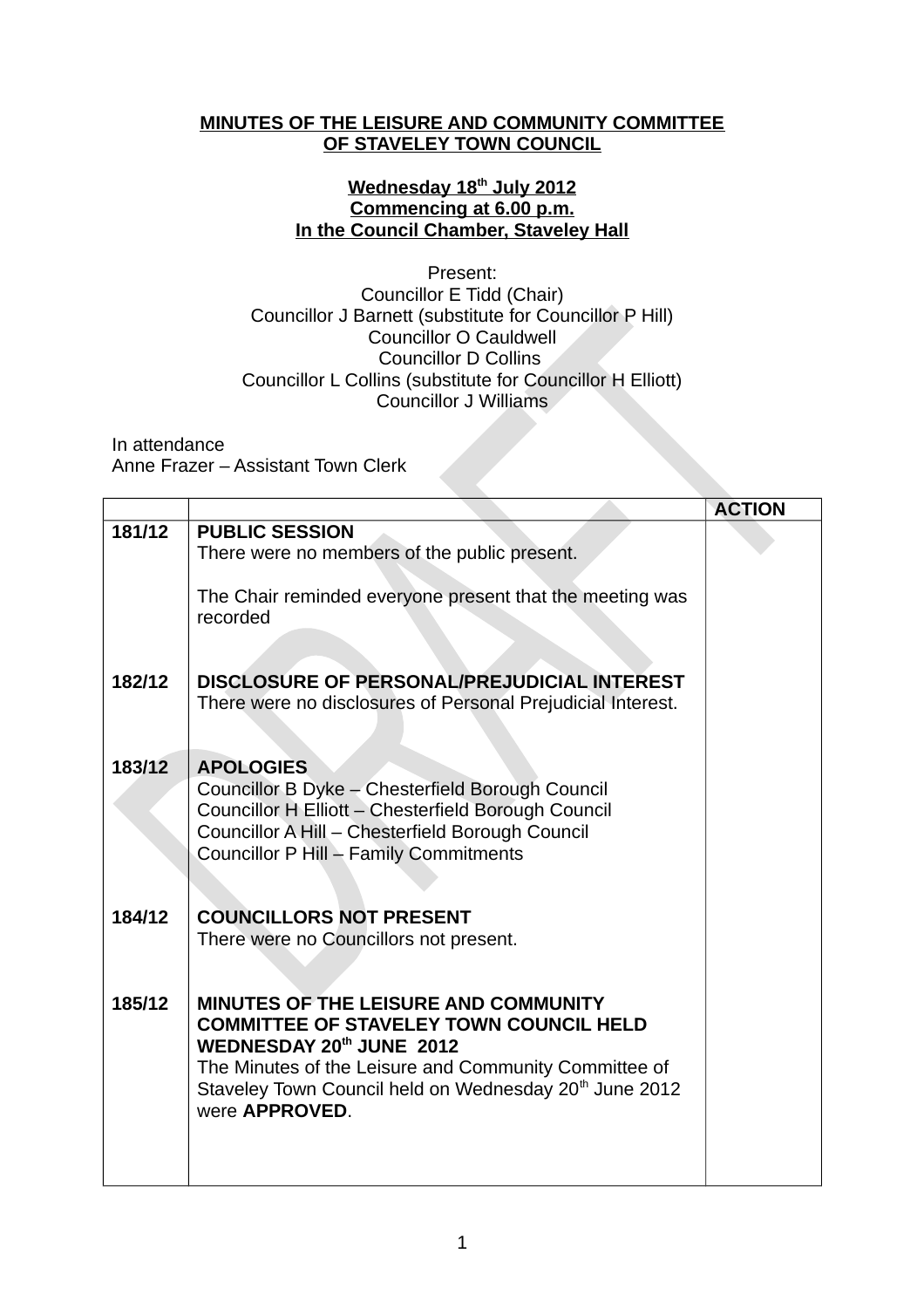**MINUTES OF THE LEISURE AND COMMUNITY COMMITTEE OF STAVELEY TOWN COUNCIL**

**Wednesday 18th July 2012**
**Commencing at 6.00 p.m.**
**In the Council Chamber, Staveley Hall**

Present:
Councillor E Tidd (Chair)
Councillor J Barnett (substitute for Councillor P Hill)
Councillor O Cauldwell
Councillor D Collins
Councillor L Collins (substitute for Councillor H Elliott)
Councillor J Williams

In attendance
Anne Frazer – Assistant Town Clerk

| | | ACTION |
|---|---|---|
| 181/12 | **PUBLIC SESSION**<br>There were no members of the public present.<br><br>The Chair reminded everyone present that the meeting was recorded | |
| 182/12 | **DISCLOSURE OF PERSONAL/PREJUDICIAL INTEREST**<br>There were no disclosures of Personal Prejudicial Interest. | |
| 183/12 | **APOLOGIES**<br>Councillor B Dyke – Chesterfield Borough Council<br>Councillor H Elliott – Chesterfield Borough Council<br>Councillor A Hill – Chesterfield Borough Council<br>Councillor P Hill – Family Commitments | |
| 184/12 | **COUNCILLORS NOT PRESENT**<br>There were no Councillors not present. | |
| 185/12 | **MINUTES OF THE LEISURE AND COMMUNITY COMMITTEE OF STAVELEY TOWN COUNCIL HELD WEDNESDAY 20th JUNE 2012**<br>The Minutes of the Leisure and Community Committee of Staveley Town Council held on Wednesday 20th June 2012 were **APPROVED**. | |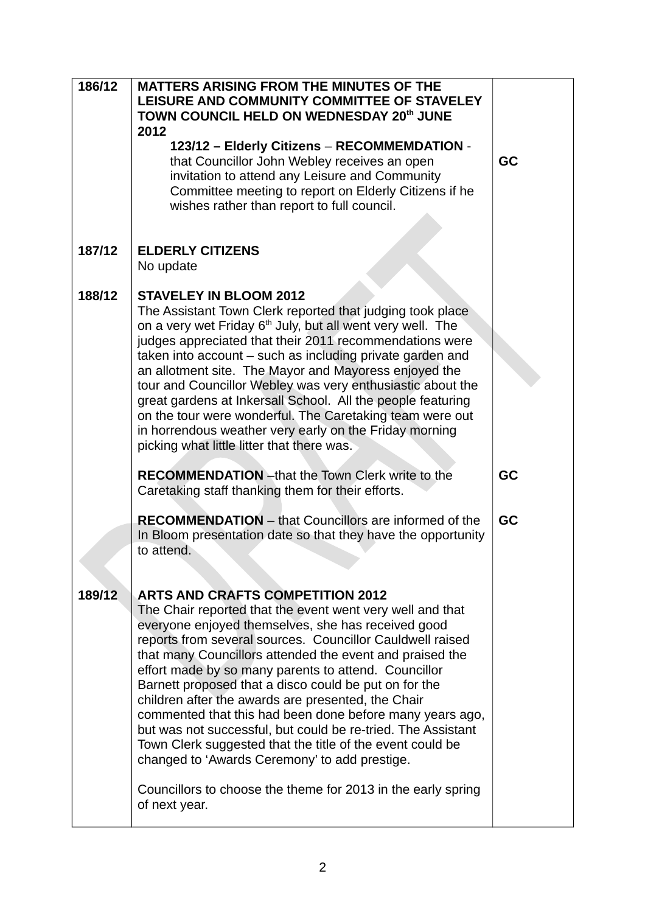| | | |
|---|---|---|
| 186/12 | **MATTERS ARISING FROM THE MINUTES OF THE LEISURE AND COMMUNITY COMMITTEE OF STAVELEY TOWN COUNCIL HELD ON WEDNESDAY 20th JUNE 2012**<br>**123/12 – Elderly Citizens** – **RECOMMEMDATION** - that Councillor John Webley receives an open invitation to attend any Leisure and Community Committee meeting to report on Elderly Citizens if he wishes rather than report to full council. | GC |
| 187/12 | **ELDERLY CITIZENS**<br>No update | |
| 188/12 | **STAVELEY IN BLOOM 2012**<br>The Assistant Town Clerk reported that judging took place on a very wet Friday 6th July, but all went very well. The judges appreciated that their 2011 recommendations were taken into account – such as including private garden and an allotment site. The Mayor and Mayoress enjoyed the tour and Councillor Webley was very enthusiastic about the great gardens at Inkersall School. All the people featuring on the tour were wonderful. The Caretaking team were out in horrendous weather very early on the Friday morning picking what little litter that there was. | |
| | **RECOMMENDATION** –that the Town Clerk write to the Caretaking staff thanking them for their efforts. | GC |
| | **RECOMMENDATION** – that Councillors are informed of the In Bloom presentation date so that they have the opportunity to attend. | GC |
| 189/12 | **ARTS AND CRAFTS COMPETITION 2012**<br>The Chair reported that the event went very well and that everyone enjoyed themselves, she has received good reports from several sources. Councillor Cauldwell raised that many Councillors attended the event and praised the effort made by so many parents to attend. Councillor Barnett proposed that a disco could be put on for the children after the awards are presented, the Chair commented that this had been done before many years ago, but was not successful, but could be re-tried. The Assistant Town Clerk suggested that the title of the event could be changed to 'Awards Ceremony' to add prestige.<br><br>Councillors to choose the theme for 2013 in the early spring of next year. | |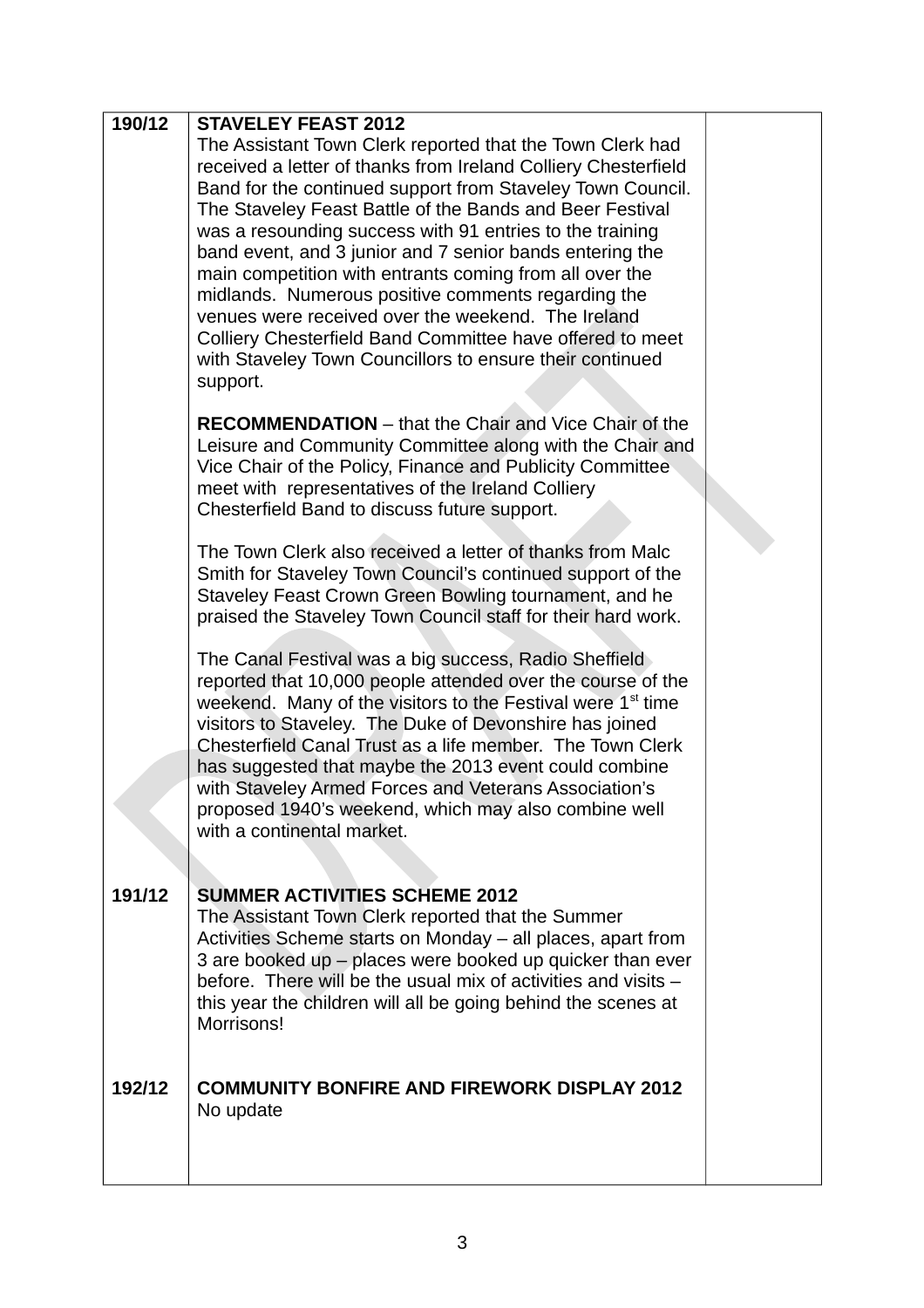| | | |
|---|---|---|
| **190/12** | **STAVELEY FEAST 2012**<br>The Assistant Town Clerk reported that the Town Clerk had received a letter of thanks from Ireland Colliery Chesterfield Band for the continued support from Staveley Town Council. The Staveley Feast Battle of the Bands and Beer Festival was a resounding success with 91 entries to the training band event, and 3 junior and 7 senior bands entering the main competition with entrants coming from all over the midlands. Numerous positive comments regarding the venues were received over the weekend. The Ireland Colliery Chesterfield Band Committee have offered to meet with Staveley Town Councillors to ensure their continued support.<br><br>**RECOMMENDATION** – that the Chair and Vice Chair of the Leisure and Community Committee along with the Chair and Vice Chair of the Policy, Finance and Publicity Committee meet with representatives of the Ireland Colliery Chesterfield Band to discuss future support.<br><br>The Town Clerk also received a letter of thanks from Malc Smith for Staveley Town Council's continued support of the Staveley Feast Crown Green Bowling tournament, and he praised the Staveley Town Council staff for their hard work.<br><br>The Canal Festival was a big success, Radio Sheffield reported that 10,000 people attended over the course of the weekend. Many of the visitors to the Festival were 1st time visitors to Staveley. The Duke of Devonshire has joined Chesterfield Canal Trust as a life member. The Town Clerk has suggested that maybe the 2013 event could combine with Staveley Armed Forces and Veterans Association's proposed 1940's weekend, which may also combine well with a continental market. | |
| **191/12** | **SUMMER ACTIVITIES SCHEME 2012**<br>The Assistant Town Clerk reported that the Summer Activities Scheme starts on Monday – all places, apart from 3 are booked up – places were booked up quicker than ever before. There will be the usual mix of activities and visits – this year the children will all be going behind the scenes at Morrisons! | |
| **192/12** | **COMMUNITY BONFIRE AND FIREWORK DISPLAY 2012**<br>No update | |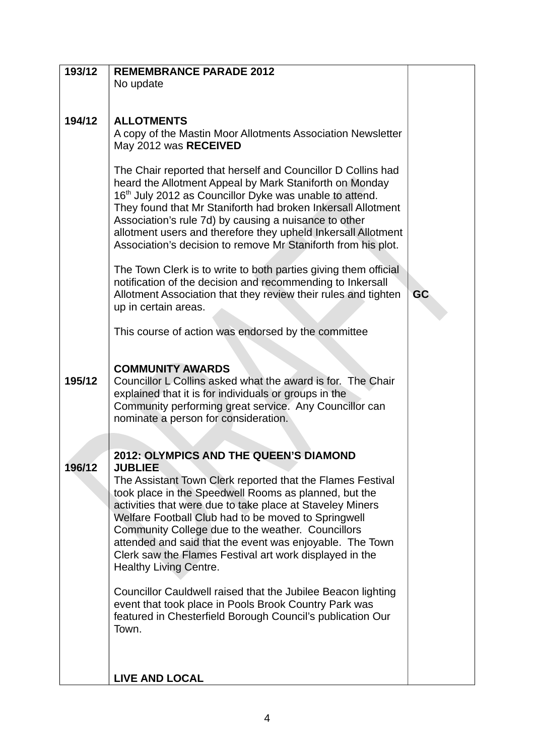| | | |
|---|---|---|
| 193/12 | **REMEMBRANCE PARADE 2012**<br>No update | |
| 194/12 | **ALLOTMENTS**<br>A copy of the Mastin Moor Allotments Association Newsletter May 2012 was **RECEIVED**<br><br>The Chair reported that herself and Councillor D Collins had heard the Allotment Appeal by Mark Staniforth on Monday 16th July 2012 as Councillor Dyke was unable to attend. They found that Mr Staniforth had broken Inkersall Allotment Association's rule 7d) by causing a nuisance to other allotment users and therefore they upheld Inkersall Allotment Association's decision to remove Mr Staniforth from his plot.<br><br>The Town Clerk is to write to both parties giving them official notification of the decision and recommending to Inkersall Allotment Association that they review their rules and tighten up in certain areas.<br><br>This course of action was endorsed by the committee | **GC** |
| 195/12 | **COMMUNITY AWARDS**<br>Councillor L Collins asked what the award is for. The Chair explained that it is for individuals or groups in the Community performing great service. Any Councillor can nominate a person for consideration. | |
| 196/12 | **2012: OLYMPICS AND THE QUEEN'S DIAMOND JUBLIEE**<br>The Assistant Town Clerk reported that the Flames Festival took place in the Speedwell Rooms as planned, but the activities that were due to take place at Staveley Miners Welfare Football Club had to be moved to Springwell Community College due to the weather. Councillors attended and said that the event was enjoyable. The Town Clerk saw the Flames Festival art work displayed in the Healthy Living Centre.<br><br>Councillor Cauldwell raised that the Jubilee Beacon lighting event that took place in Pools Brook Country Park was featured in Chesterfield Borough Council's publication Our Town. | |
| | **LIVE AND LOCAL** | |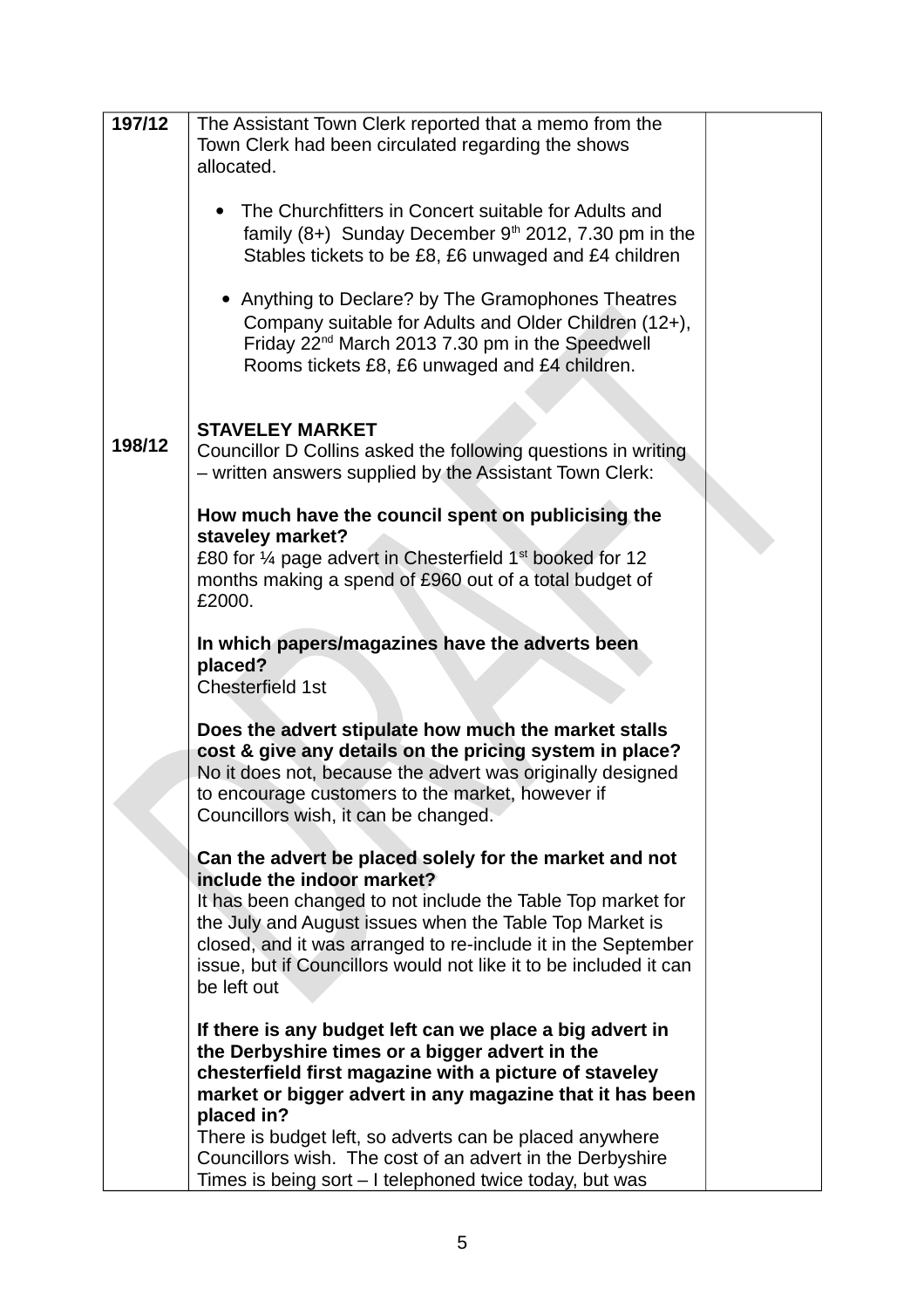| | | |
|---|---|---|
| 197/12 | The Assistant Town Clerk reported that a memo from the Town Clerk had been circulated regarding the shows allocated.<br><br>• The Churchfitters in Concert suitable for Adults and family (8+) Sunday December 9th 2012, 7.30 pm in the Stables tickets to be £8, £6 unwaged and £4 children<br><br>• Anything to Declare? by The Gramophones Theatres Company suitable for Adults and Older Children (12+), Friday 22nd March 2013 7.30 pm in the Speedwell Rooms tickets £8, £6 unwaged and £4 children. | |
| 198/12 | **STAVELEY MARKET**<br>Councillor D Collins asked the following questions in writing – written answers supplied by the Assistant Town Clerk:<br><br>**How much have the council spent on publicising the staveley market?**<br>£80 for ¼ page advert in Chesterfield 1st booked for 12 months making a spend of £960 out of a total budget of £2000.<br><br>**In which papers/magazines have the adverts been placed?**<br>Chesterfield 1st<br><br>**Does the advert stipulate how much the market stalls cost & give any details on the pricing system in place?**<br>No it does not, because the advert was originally designed to encourage customers to the market, however if Councillors wish, it can be changed.<br><br>**Can the advert be placed solely for the market and not include the indoor market?**<br>It has been changed to not include the Table Top market for the July and August issues when the Table Top Market is closed, and it was arranged to re-include it in the September issue, but if Councillors would not like it to be included it can be left out<br><br>**If there is any budget left can we place a big advert in the Derbyshire times or a bigger advert in the chesterfield first magazine with a picture of staveley market or bigger advert in any magazine that it has been placed in?**<br>There is budget left, so adverts can be placed anywhere Councillors wish. The cost of an advert in the Derbyshire Times is being sort – I telephoned twice today, but was | |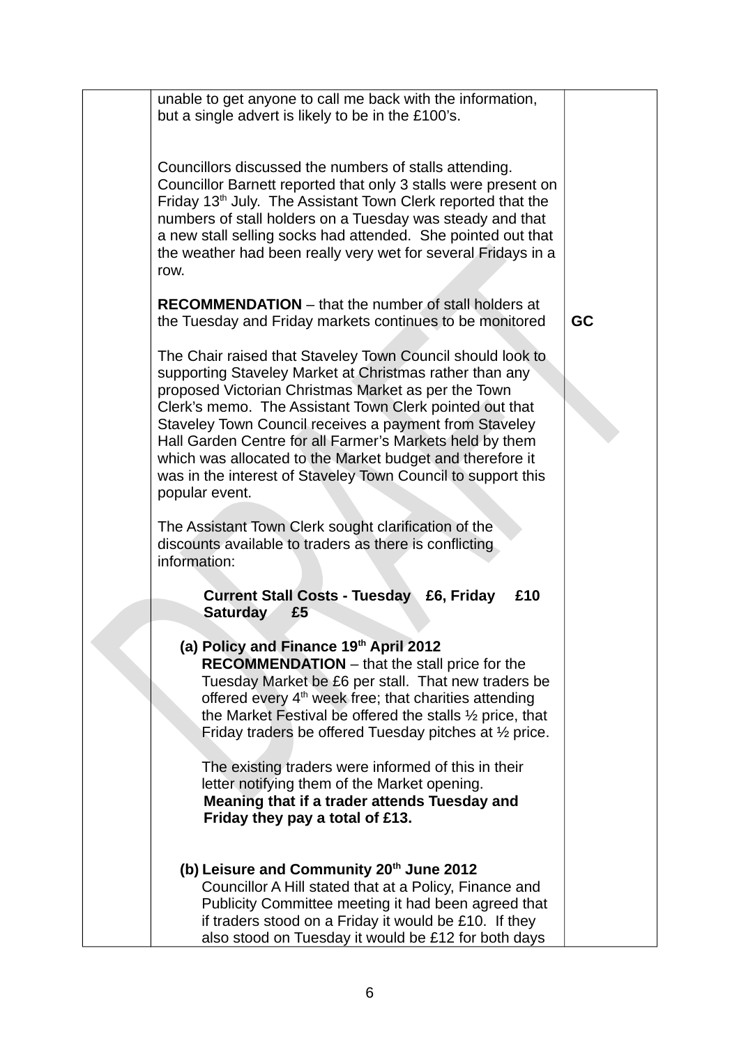| | | |
|---|---|---|
| | unable to get anyone to call me back with the information, but a single advert is likely to be in the £100's.<br><br>Councillors discussed the numbers of stalls attending. Councillor Barnett reported that only 3 stalls were present on Friday 13th July. The Assistant Town Clerk reported that the numbers of stall holders on a Tuesday was steady and that a new stall selling socks had attended. She pointed out that the weather had been really very wet for several Fridays in a row.<br><br>**RECOMMENDATION** – that the number of stall holders at the Tuesday and Friday markets continues to be monitored | **GC** |
| | The Chair raised that Staveley Town Council should look to supporting Staveley Market at Christmas rather than any proposed Victorian Christmas Market as per the Town Clerk's memo. The Assistant Town Clerk pointed out that Staveley Town Council receives a payment from Staveley Hall Garden Centre for all Farmer's Markets held by them which was allocated to the Market budget and therefore it was in the interest of Staveley Town Council to support this popular event.<br><br>The Assistant Town Clerk sought clarification of the discounts available to traders as there is conflicting information:<br><br>**Current Stall Costs - Tuesday £6, Friday £10 Saturday £5**<br><br>**(a) Policy and Finance 19th April 2012**<br>**RECOMMENDATION** – that the stall price for the Tuesday Market be £6 per stall. That new traders be offered every 4th week free; that charities attending the Market Festival be offered the stalls ½ price, that Friday traders be offered Tuesday pitches at ½ price.<br><br>The existing traders were informed of this in their letter notifying them of the Market opening.<br>**Meaning that if a trader attends Tuesday and Friday they pay a total of £13.**<br><br>**(b) Leisure and Community 20th June 2012**<br>Councillor A Hill stated that at a Policy, Finance and Publicity Committee meeting it had been agreed that if traders stood on a Friday it would be £10. If they also stood on Tuesday it would be £12 for both days | |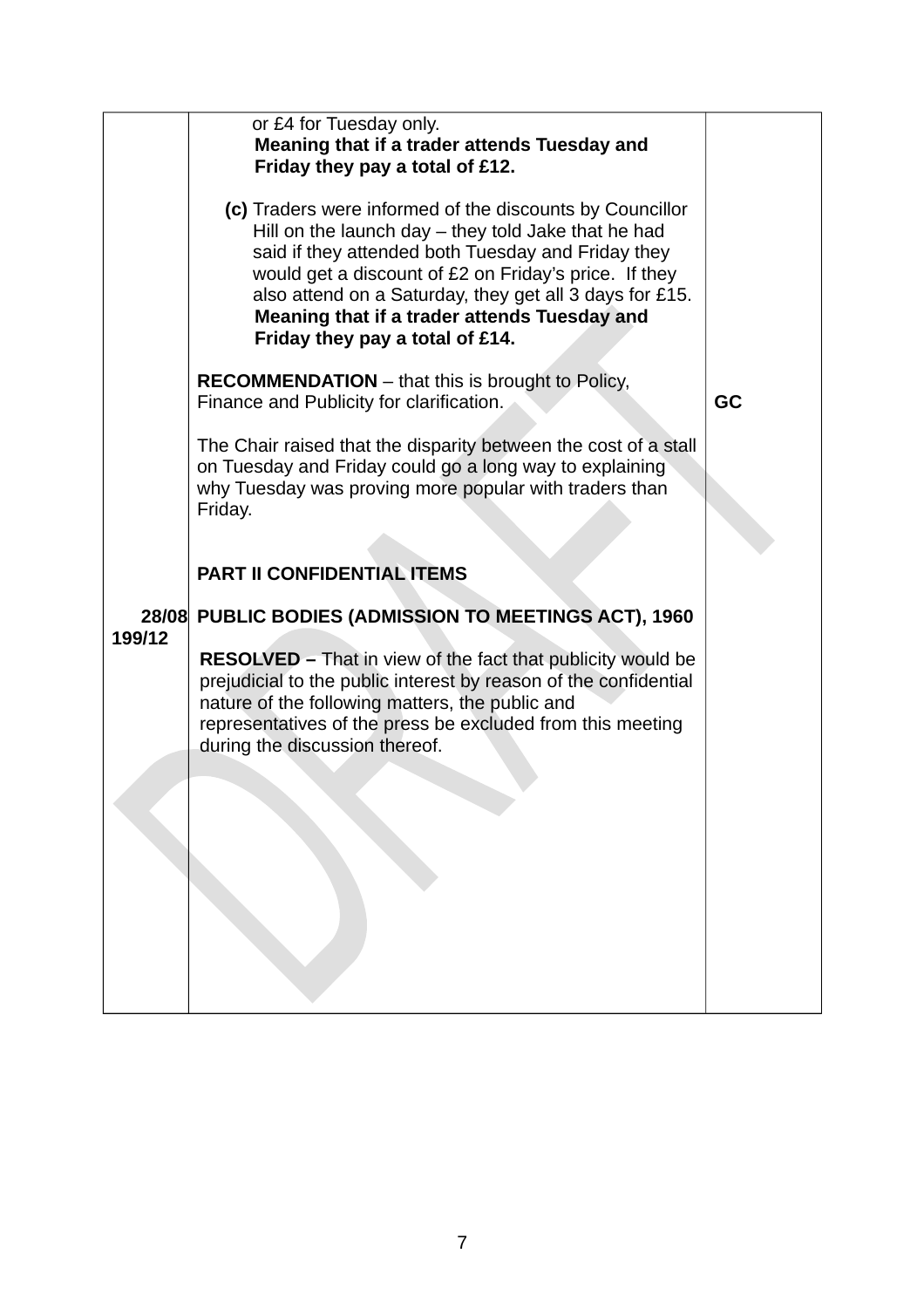| | | |
|---|---|---|
| | or £4 for Tuesday only.<br>**Meaning that if a trader attends Tuesday and Friday they pay a total of £12.**<br><br>**(c)** Traders were informed of the discounts by Councillor Hill on the launch day – they told Jake that he had said if they attended both Tuesday and Friday they would get a discount of £2 on Friday's price. If they also attend on a Saturday, they get all 3 days for £15.<br>**Meaning that if a trader attends Tuesday and Friday they pay a total of £14.**<br><br>**RECOMMENDATION** – that this is brought to Policy, Finance and Publicity for clarification.<br><br>The Chair raised that the disparity between the cost of a stall on Tuesday and Friday could go a long way to explaining why Tuesday was proving more popular with traders than Friday.<br><br>**PART II CONFIDENTIAL ITEMS** | **GC** |
| **28/08 199/12** | **PUBLIC BODIES (ADMISSION TO MEETINGS ACT), 1960**<br><br>**RESOLVED –** That in view of the fact that publicity would be prejudicial to the public interest by reason of the confidential nature of the following matters, the public and representatives of the press be excluded from this meeting during the discussion thereof. | |